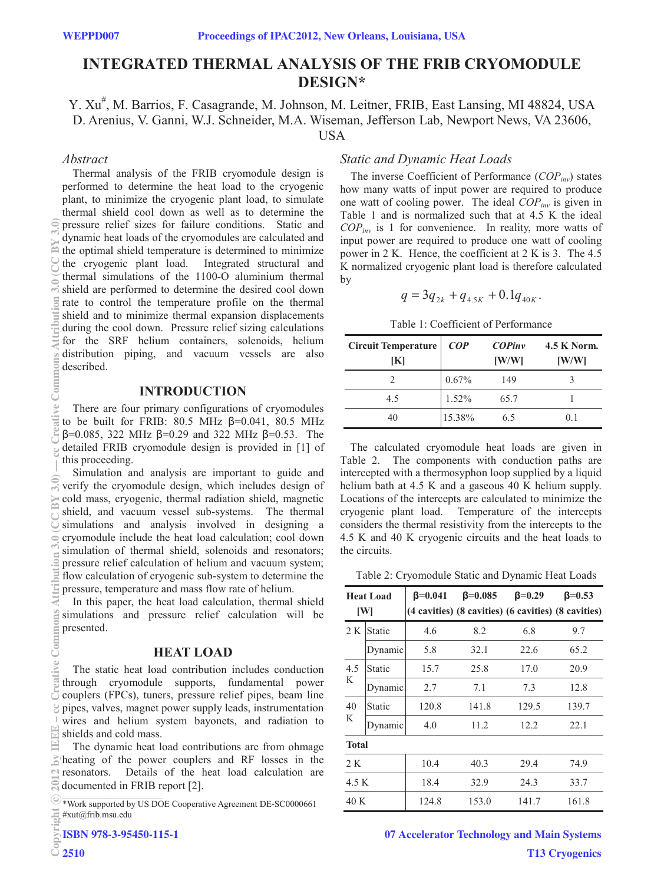# INTEGRATED THERMAL ANALYSIS OF THE FRIB CRYOMODULE DESIGN*

Y. Xu#, M. Barrios, F. Casagrande, M. Johnson, M. Leitner, FRIB, East Lansing, MI 48824, USA
D. Arenius, V. Ganni, W.J. Schneider, M.A. Wiseman, Jefferson Lab, Newport News, VA 23606, USA

### *Abstract*

Thermal analysis of the FRIB cryomodule design is performed to determine the heat load to the cryogenic plant, to minimize the cryogenic plant load, to simulate thermal shield cool down as well as to determine the pressure relief sizes for failure conditions. Static and dynamic heat loads of the cryomodules are calculated and the optimal shield temperature is determined to minimize the cryogenic plant load. Integrated structural and thermal simulations of the 1100-O aluminium thermal shield are performed to determine the desired cool down rate to control the temperature profile on the thermal shield and to minimize thermal expansion displacements during the cool down. Pressure relief sizing calculations for the SRF helium containers, solenoids, helium distribution piping, and vacuum vessels are also described.

## INTRODUCTION

There are four primary configurations of cryomodules to be built for FRIB: 80.5 MHz β=0.041, 80.5 MHz β=0.085, 322 MHz β=0.29 and 322 MHz β=0.53. The detailed FRIB cryomodule design is provided in [1] of this proceeding.

Simulation and analysis are important to guide and verify the cryomodule design, which includes design of cold mass, cryogenic, thermal radiation shield, magnetic shield, and vacuum vessel sub-systems. The thermal simulations and analysis involved in designing a cryomodule include the heat load calculation; cool down simulation of thermal shield, solenoids and resonators; pressure relief calculation of helium and vacuum system; flow calculation of cryogenic sub-system to determine the pressure, temperature and mass flow rate of helium.

In this paper, the heat load calculation, thermal shield simulations and pressure relief calculation will be presented.

## HEAT LOAD

The static heat load contribution includes conduction through cryomodule supports, fundamental power couplers (FPCs), tuners, pressure relief pipes, beam line pipes, valves, magnet power supply leads, instrumentation wires and helium system bayonets, and radiation to shields and cold mass.

The dynamic heat load contributions are from ohmage heating of the power couplers and RF losses in the resonators. Details of the heat load calculation are documented in FRIB report [2].

*Work supported by US DOE Cooperative Agreement DE-SC0000661
#xut@frib.msu.edu

### *Static and Dynamic Heat Loads*

The inverse Coefficient of Performance ($COP_{inv}$) states how many watts of input power are required to produce one watt of cooling power. The ideal $COP_{inv}$ is given in Table 1 and is normalized such that at 4.5 K the ideal $COP_{inv}$ is 1 for convenience. In reality, more watts of input power are required to produce one watt of cooling power in 2 K. Hence, the coefficient at 2 K is 3. The 4.5 K normalized cryogenic plant load is therefore calculated by

$$q = 3q_{2k} + q_{4.5K} + 0.1q_{40K}.$$

Table 1: Coefficient of Performance

| Circuit Temperature [K] | *COP* | *COPinv* [W/W] | 4.5 K Norm. [W/W] |
|---|---|---|---|
| 2 | 0.67% | 149 | 3 |
| 4.5 | 1.52% | 65.7 | 1 |
| 40 | 15.38% | 6.5 | 0.1 |

The calculated cryomodule heat loads are given in Table 2. The components with conduction paths are intercepted with a thermosyphon loop supplied by a liquid helium bath at 4.5 K and a gaseous 40 K helium supply. Locations of the intercepts are calculated to minimize the cryogenic plant load. Temperature of the intercepts considers the thermal resistivity from the intercepts to the 4.5 K and 40 K cryogenic circuits and the heat loads to the circuits.

Table 2: Cryomodule Static and Dynamic Heat Loads

| Heat Load [W] | | β=0.041 (4 cavities) | β=0.085 (8 cavities) | β=0.29 (6 cavities) | β=0.53 (8 cavities) |
|---|---|---|---|---|---|
| 2 K | Static | 4.6 | 8.2 | 6.8 | 9.7 |
| | Dynamic | 5.8 | 32.1 | 22.6 | 65.2 |
| 4.5 K | Static | 15.7 | 25.8 | 17.0 | 20.9 |
| | Dynamic | 2.7 | 7.1 | 7.3 | 12.8 |
| 40 K | Static | 120.8 | 141.8 | 129.5 | 139.7 |
| | Dynamic | 4.0 | 11.2 | 12.2 | 22.1 |
| **Total** | | | | | |
| 2 K | | 10.4 | 40.3 | 29.4 | 74.9 |
| 4.5 K | | 18.4 | 32.9 | 24.3 | 33.7 |
| 40 K | | 124.8 | 153.0 | 141.7 | 161.8 |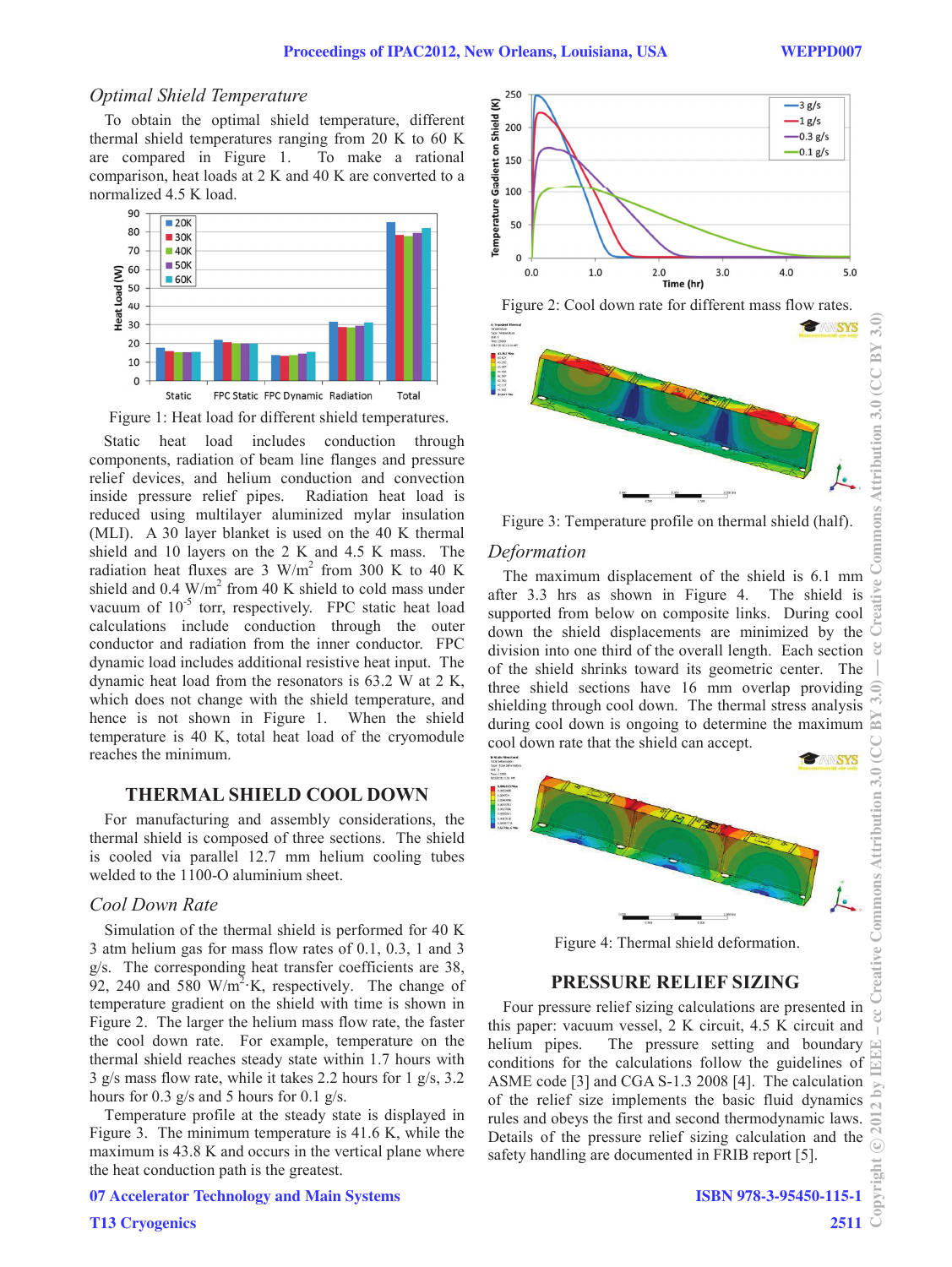### *Optimal Shield Temperature*

To obtain the optimal shield temperature, different thermal shield temperatures ranging from 20 K to 60 K are compared in Figure 1. To make a rational comparison, heat loads at 2 K and 40 K are converted to a normalized 4.5 K load.

Heat Load (W)
90
80
70
60
50
40
30
20
10
0
20K
30K
40K
50K
60K
Static
FPC Static
FPC Dynamic
Radiation
Total

Figure 1: Heat load for different shield temperatures.

Static heat load includes conduction through components, radiation of beam line flanges and pressure relief devices, and helium conduction and convection inside pressure relief pipes. Radiation heat load is reduced using multilayer aluminized mylar insulation (MLI). A 30 layer blanket is used on the 40 K thermal shield and 10 layers on the 2 K and 4.5 K mass. The radiation heat fluxes are 3 $W/m^2$ from 300 K to 40 K shield and 0.4 $W/m^2$ from 40 K shield to cold mass under vacuum of $10^{-5}$ torr, respectively. FPC static heat load calculations include conduction through the outer conductor and radiation from the inner conductor. FPC dynamic load includes additional resistive heat input. The dynamic heat load from the resonators is 63.2 W at 2 K, which does not change with the shield temperature, and hence is not shown in Figure 1. When the shield temperature is 40 K, total heat load of the cryomodule reaches the minimum.

## THERMAL SHIELD COOL DOWN

For manufacturing and assembly considerations, the thermal shield is composed of three sections. The shield is cooled via parallel 12.7 mm helium cooling tubes welded to the 1100-O aluminium sheet.

### *Cool Down Rate*

Simulation of the thermal shield is performed for 40 K 3 atm helium gas for mass flow rates of 0.1, 0.3, 1 and 3 g/s. The corresponding heat transfer coefficients are 38, 92, 240 and 580 $W/m^2 \cdot K$, respectively. The change of temperature gradient on the shield with time is shown in Figure 2. The larger the helium mass flow rate, the faster the cool down rate. For example, temperature on the thermal shield reaches steady state within 1.7 hours with 3 g/s mass flow rate, while it takes 2.2 hours for 1 g/s, 3.2 hours for 0.3 g/s and 5 hours for 0.1 g/s.

Temperature profile at the steady state is displayed in Figure 3. The minimum temperature is 41.6 K, while the maximum is 43.8 K and occurs in the vertical plane where the heat conduction path is the greatest.

Temperature Gradient on Shield (K)
250
200
150
100
50
0
0.0
1.0
2.0
3.0
4.0
5.0
Time (hr)
3 g/s
1 g/s
0.3 g/s
0.1 g/s

Figure 2: Cool down rate for different mass flow rates.

Figure 3: Temperature profile on thermal shield (half).

### *Deformation*

The maximum displacement of the shield is 6.1 mm after 3.3 hrs as shown in Figure 4. The shield is supported from below on composite links. During cool down the shield displacements are minimized by the division into one third of the overall length. Each section of the shield shrinks toward its geometric center. The three shield sections have 16 mm overlap providing shielding through cool down. The thermal stress analysis during cool down is ongoing to determine the maximum cool down rate that the shield can accept.

Figure 4: Thermal shield deformation.

## PRESSURE RELIEF SIZING

Four pressure relief sizing calculations are presented in this paper: vacuum vessel, 2 K circuit, 4.5 K circuit and helium pipes. The pressure setting and boundary conditions for the calculations follow the guidelines of ASME code [3] and CGA S-1.3 2008 [4]. The calculation of the relief size implements the basic fluid dynamics rules and obeys the first and second thermodynamic laws. Details of the pressure relief sizing calculation and the safety handling are documented in FRIB report [5].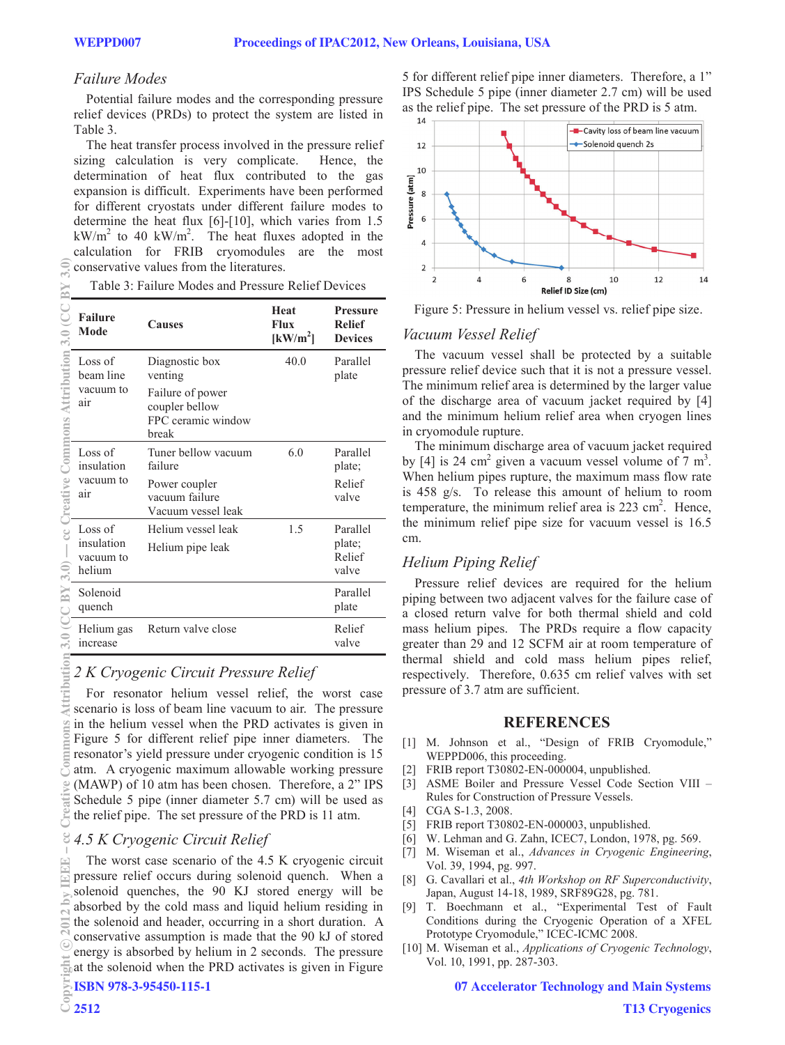### Failure Modes

Potential failure modes and the corresponding pressure relief devices (PRDs) to protect the system are listed in Table 3.

The heat transfer process involved in the pressure relief sizing calculation is very complicate. Hence, the determination of heat flux contributed to the gas expansion is difficult. Experiments have been performed for different cryostats under different failure modes to determine the heat flux [6]-[10], which varies from 1.5 $kW/m^2$ to 40 $kW/m^2$. The heat fluxes adopted in the calculation for FRIB cryomodules are the most conservative values from the literatures.

Table 3: Failure Modes and Pressure Relief Devices

| Failure Mode | Causes | Heat Flux [$kW/m^2$] | Pressure Relief Devices |
|---|---|---|---|
| Loss of beam line vacuum to air | Diagnostic box venting<br>Failure of power coupler bellow<br>FPC ceramic window break | 40.0 | Parallel plate |
| Loss of insulation vacuum to air | Tuner bellow vacuum failure<br>Power coupler vacuum failure<br>Vacuum vessel leak | 6.0 | Parallel plate; Relief valve |
| Loss of insulation vacuum to helium | Helium vessel leak<br>Helium pipe leak | 1.5 | Parallel plate; Relief valve |
| Solenoid quench | | | Parallel plate |
| Helium gas increase | Return valve close | | Relief valve |

### 2 K Cryogenic Circuit Pressure Relief

For resonator helium vessel relief, the worst case scenario is loss of beam line vacuum to air. The pressure in the helium vessel when the PRD activates is given in Figure 5 for different relief pipe inner diameters. The resonator's yield pressure under cryogenic condition is 15 atm. A cryogenic maximum allowable working pressure (MAWP) of 10 atm has been chosen. Therefore, a 2" IPS Schedule 5 pipe (inner diameter 5.7 cm) will be used as the relief pipe. The set pressure of the PRD is 11 atm.

### 4.5 K Cryogenic Circuit Relief

The worst case scenario of the 4.5 K cryogenic circuit pressure relief occurs during solenoid quench. When a solenoid quenches, the 90 KJ stored energy will be absorbed by the cold mass and liquid helium residing in the solenoid and header, occurring in a short duration. A conservative assumption is made that the 90 kJ of stored energy is absorbed by helium in 2 seconds. The pressure at the solenoid when the PRD activates is given in Figure 5 for different relief pipe inner diameters. Therefore, a 1" IPS Schedule 5 pipe (inner diameter 2.7 cm) will be used as the relief pipe. The set pressure of the PRD is 5 atm.

Cavity loss of beam line vacuum
Solenoid quench 2s
Pressure (atm)
Relief ID Size (cm)
14 12 10 8 6 4 2
2 4 6 8 10 12 14

Figure 5: Pressure in helium vessel vs. relief pipe size.

### Vacuum Vessel Relief

The vacuum vessel shall be protected by a suitable pressure relief device such that it is not a pressure vessel. The minimum relief area is determined by the larger value of the discharge area of vacuum jacket required by [4] and the minimum helium relief area when cryogen lines in cryomodule rupture.

The minimum discharge area of vacuum jacket required by [4] is 24 $cm^2$ given a vacuum vessel volume of 7 $m^3$. When helium pipes rupture, the maximum mass flow rate is 458 g/s. To release this amount of helium to room temperature, the minimum relief area is 223 $cm^2$. Hence, the minimum relief pipe size for vacuum vessel is 16.5 cm.

### Helium Piping Relief

Pressure relief devices are required for the helium piping between two adjacent valves for the failure case of a closed return valve for both thermal shield and cold mass helium pipes. The PRDs require a flow capacity greater than 29 and 12 SCFM air at room temperature of thermal shield and cold mass helium pipes relief, respectively. Therefore, 0.635 cm relief valves with set pressure of 3.7 atm are sufficient.

## REFERENCES

[1] M. Johnson et al., "Design of FRIB Cryomodule," WEPPD006, this proceeding.

[2] FRIB report T30802-EN-000004, unpublished.

[3] ASME Boiler and Pressure Vessel Code Section VIII – Rules for Construction of Pressure Vessels.

[4] CGA S-1.3, 2008.

[5] FRIB report T30802-EN-000003, unpublished.

[6] W. Lehman and G. Zahn, ICEC7, London, 1978, pg. 569.

[7] M. Wiseman et al., *Advances in Cryogenic Engineering*, Vol. 39, 1994, pg. 997.

[8] G. Cavallari et al., *4th Workshop on RF Superconductivity*, Japan, August 14-18, 1989, SRF89G28, pg. 781.

[9] T. Boechmann et al., "Experimental Test of Fault Conditions during the Cryogenic Operation of a XFEL Prototype Cryomodule," ICEC-ICMC 2008.

[10] M. Wiseman et al., *Applications of Cryogenic Technology*, Vol. 10, 1991, pp. 287-303.